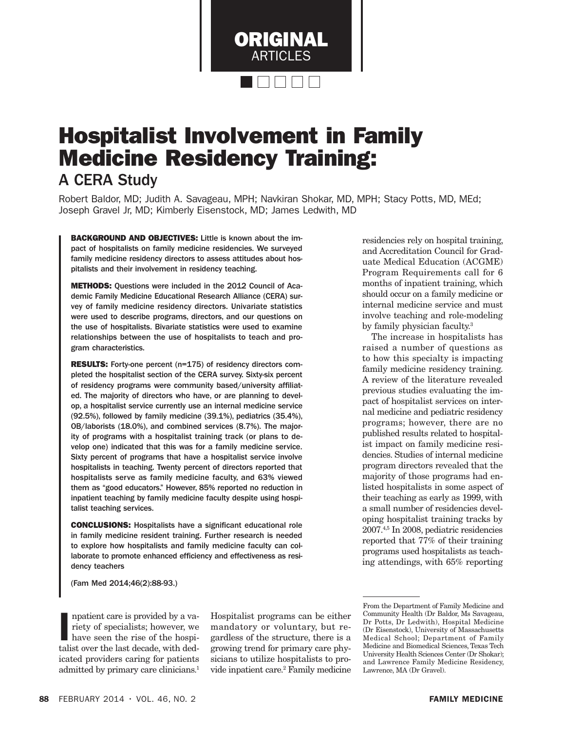ORIGINAL ARTICLES

# Hospitalist Involvement in Family Medicine Residency Training:

## A CERA Study

Robert Baldor, MD; Judith A. Savageau, MPH; Navkiran Shokar, MD, MPH; Stacy Potts, MD, MEd; Joseph Gravel Jr, MD; Kimberly Eisenstock, MD; James Ledwith, MD

**BACKGROUND AND OBJECTIVES:** Little is known about the impact of hospitalists on family medicine residencies. We surveyed family medicine residency directors to assess attitudes about hospitalists and their involvement in residency teaching.

**METHODS:** Questions were included in the 2012 Council of Academic Family Medicine Educational Research Alliance (CERA) survey of family medicine residency directors. Univariate statistics were used to describe programs, directors, and our questions on the use of hospitalists. Bivariate statistics were used to examine relationships between the use of hospitalists to teach and program characteristics.

**RESULTS:** Forty-one percent (n=175) of residency directors completed the hospitalist section of the CERA survey. Sixty-six percent of residency programs were community based/university affiliated. The majority of directors who have, or are planning to develop, a hospitalist service currently use an internal medicine service (92.5%), followed by family medicine (39.1%), pediatrics (35.4%), OB/laborists (18.0%), and combined services (8.7%). The majority of programs with a hospitalist training track (or plans to develop one) indicated that this was for a family medicine service. Sixty percent of programs that have a hospitalist service involve hospitalists in teaching. Twenty percent of directors reported that hospitalists serve as family medicine faculty, and 63% viewed them as "good educators." However, 85% reported no reduction in inpatient teaching by family medicine faculty despite using hospitalist teaching services.

**CONCLUSIONS:** Hospitalists have a significant educational role in family medicine resident training. Further research is needed to explore how hospitalists and family medicine faculty can collaborate to promote enhanced efficiency and effectiveness as residency teachers

(Fam Med 2014;46(2):88-93.)

Inpatient care is provided by a variety of specialists; however, we have seen the rise of the hospitalist over the last decade, with dedicated providers caring for patients admitted by primary care clinicians.[1] Hospitalist programs can be either mandatory or voluntary, but regardless of the structure, there is a growing trend for primary care physicians to utilize hospitalists to provide inpatient care.[2] Family medicine residencies rely on hospital training, and Accreditation Council for Graduate Medical Education (ACGME) Program Requirements call for 6 months of inpatient training, which should occur on a family medicine or internal medicine service and must involve teaching and role-modeling by family physician faculty.[3]

The increase in hospitalists has raised a number of questions as to how this specialty is impacting family medicine residency training. A review of the literature revealed previous studies evaluating the impact of hospitalist services on internal medicine and pediatric residency programs; however, there are no published results related to hospitalist impact on family medicine residencies. Studies of internal medicine program directors revealed that the majority of those programs had enlisted hospitalists in some aspect of their teaching as early as 1999, with a small number of residencies developing hospitalist training tracks by 2007.[4,5] In 2008, pediatric residencies reported that 77% of their training programs used hospitalists as teaching attendings, with 65% reporting

From the Department of Family Medicine and Community Health (Dr Baldor, Ms Savageau, Dr Potts, Dr Ledwith), Hospital Medicine (Dr Eisenstock), University of Massachusetts Medical School; Department of Family Medicine and Biomedical Sciences, Texas Tech University Health Sciences Center (Dr Shokar); and Lawrence Family Medicine Residency, Lawrence, MA (Dr Gravel).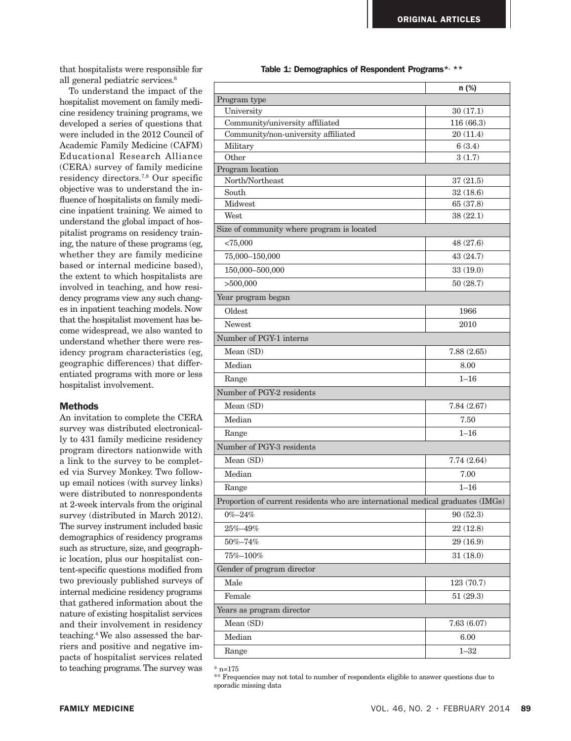that hospitalists were responsible for all general pediatric services.[6]

To understand the impact of the hospitalist movement on family medicine residency training programs, we developed a series of questions that were included in the 2012 Council of Academic Family Medicine (CAFM) Educational Research Alliance (CERA) survey of family medicine residency directors.[7,8] Our specific objective was to understand the influence of hospitalists on family medicine inpatient training. We aimed to understand the global impact of hospitalist programs on residency training, the nature of these programs (eg, whether they are family medicine based or internal medicine based), the extent to which hospitalists are involved in teaching, and how residency programs view any such changes in inpatient teaching models. Now that the hospitalist movement has become widespread, we also wanted to understand whether there were residency program characteristics (eg, geographic differences) that differentiated programs with more or less hospitalist involvement.

## Methods

An invitation to complete the CERA survey was distributed electronically to 431 family medicine residency program directors nationwide with a link to the survey to be completed via Survey Monkey. Two follow-up email notices (with survey links) were distributed to nonrespondents at 2-week intervals from the original survey (distributed in March 2012). The survey instrument included basic demographics of residency programs such as structure, size, and geographic location, plus our hospitalist content-specific questions modified from two previously published surveys of internal medicine residency programs that gathered information about the nature of existing hospitalist services and their involvement in residency teaching.[4] We also assessed the barriers and positive and negative impacts of hospitalist services related to teaching programs. The survey was

**Table 1: Demographics of Respondent Programs*, ****

| | n (%) |
|---|---|
| **Program type** | |
| University | 30 (17.1) |
| Community/university affiliated | 116 (66.3) |
| Community/non-university affiliated | 20 (11.4) |
| Military | 6 (3.4) |
| Other | 3 (1.7) |
| **Program location** | |
| North/Northeast | 37 (21.5) |
| South | 32 (18.6) |
| Midwest | 65 (37.8) |
| West | 38 (22.1) |
| **Size of community where program is located** | |
| <75,000 | 48 (27.6) |
| 75,000–150,000 | 43 (24.7) |
| 150,000–500,000 | 33 (19.0) |
| >500,000 | 50 (28.7) |
| **Year program began** | |
| Oldest | 1966 |
| Newest | 2010 |
| **Number of PGY-1 interns** | |
| Mean (SD) | 7.88 (2.65) |
| Median | 8.00 |
| Range | 1–16 |
| **Number of PGY-2 residents** | |
| Mean (SD) | 7.84 (2.67) |
| Median | 7.50 |
| Range | 1–16 |
| **Number of PGY-3 residents** | |
| Mean (SD) | 7.74 (2.64) |
| Median | 7.00 |
| Range | 1–16 |
| **Proportion of current residents who are international medical graduates (IMGs)** | |
| 0%–24% | 90 (52.3) |
| 25%–49% | 22 (12.8) |
| 50%–74% | 29 (16.9) |
| 75%–100% | 31 (18.0) |
| **Gender of program director** | |
| Male | 123 (70.7) |
| Female | 51 (29.3) |
| **Years as program director** | |
| Mean (SD) | 7.63 (6.07) |
| Median | 6.00 |
| Range | 1–32 |

* n=175

** Frequencies may not total to number of respondents eligible to answer questions due to sporadic missing data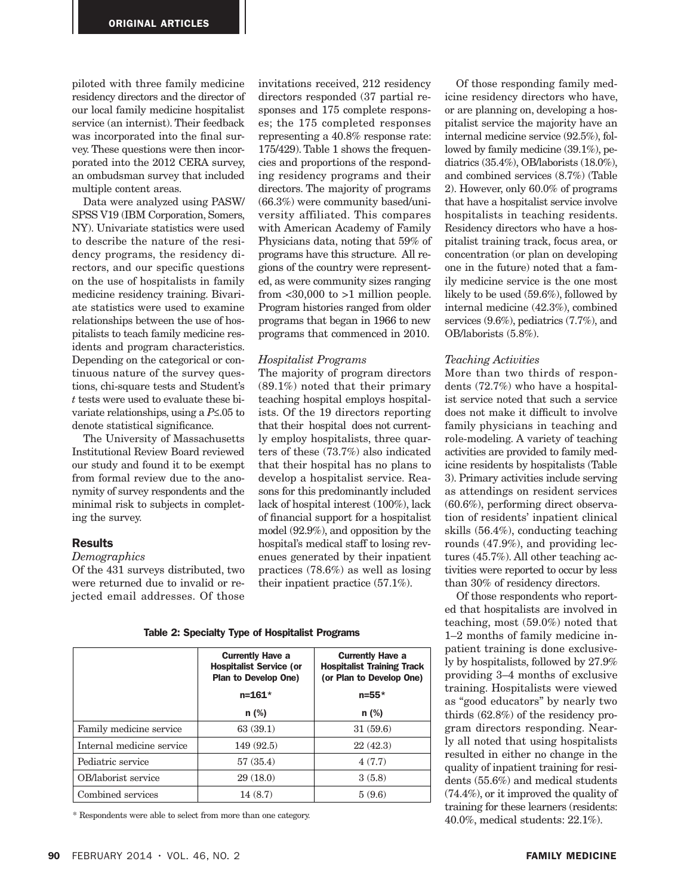piloted with three family medicine residency directors and the director of our local family medicine hospitalist service (an internist). Their feedback was incorporated into the final survey. These questions were then incorporated into the 2012 CERA survey, an ombudsman survey that included multiple content areas.

Data were analyzed using PASW/SPSS V19 (IBM Corporation, Somers, NY). Univariate statistics were used to describe the nature of the residency programs, the residency directors, and our specific questions on the use of hospitalists in family medicine residency training. Bivariate statistics were used to examine relationships between the use of hospitalists to teach family medicine residents and program characteristics. Depending on the categorical or continuous nature of the survey questions, chi-square tests and Student's *t* tests were used to evaluate these bivariate relationships, using a $P \leq .05$ to denote statistical significance.

The University of Massachusetts Institutional Review Board reviewed our study and found it to be exempt from formal review due to the anonymity of survey respondents and the minimal risk to subjects in completing the survey.

## Results

### *Demographics*

Of the 431 surveys distributed, two were returned due to invalid or rejected email addresses. Of those invitations received, 212 residency directors responded (37 partial responses and 175 complete responses; the 175 completed responses representing a 40.8% response rate: 175/429). Table 1 shows the frequencies and proportions of the responding residency programs and their directors. The majority of programs (66.3%) were community based/university affiliated. This compares with American Academy of Family Physicians data, noting that 59% of programs have this structure. All regions of the country were represented, as were community sizes ranging from <30,000 to >1 million people. Program histories ranged from older programs that began in 1966 to new programs that commenced in 2010.

### *Hospitalist Programs*

The majority of program directors (89.1%) noted that their primary teaching hospital employs hospitalists. Of the 19 directors reporting that their hospital does not currently employ hospitalists, three quarters of these (73.7%) also indicated that their hospital has no plans to develop a hospitalist service. Reasons for this predominantly included lack of hospital interest (100%), lack of financial support for a hospitalist model (92.9%), and opposition by the hospital's medical staff to losing revenues generated by their inpatient practices (78.6%) as well as losing their inpatient practice (57.1%).

Of those responding family medicine residency directors who have, or are planning on, developing a hospitalist service the majority have an internal medicine service (92.5%), followed by family medicine (39.1%), pediatrics (35.4%), OB/laborists (18.0%), and combined services (8.7%) (Table 2). However, only 60.0% of programs that have a hospitalist service involve hospitalists in teaching residents. Residency directors who have a hospitalist training track, focus area, or concentration (or plan on developing one in the future) noted that a family medicine service is the one most likely to be used (59.6%), followed by internal medicine (42.3%), combined services (9.6%), pediatrics (7.7%), and OB/laborists (5.8%).

### *Teaching Activities*

More than two thirds of respondents (72.7%) who have a hospitalist service noted that such a service does not make it difficult to involve family physicians in teaching and role-modeling. A variety of teaching activities are provided to family medicine residents by hospitalists (Table 3). Primary activities include serving as attendings on resident services (60.6%), performing direct observation of residents' inpatient clinical skills (56.4%), conducting teaching rounds (47.9%), and providing lectures (45.7%). All other teaching activities were reported to occur by less than 30% of residency directors.

Of those respondents who reported that hospitalists are involved in teaching, most (59.0%) noted that 1–2 months of family medicine inpatient training is done exclusively by hospitalists, followed by 27.9% providing 3–4 months of exclusive training. Hospitalists were viewed as "good educators" by nearly two thirds (62.8%) of the residency program directors responding. Nearly all noted that using hospitalists resulted in either no change in the quality of inpatient training for residents (55.6%) and medical students (74.4%), or it improved the quality of training for these learners (residents: 40.0%, medical students: 22.1%).

**Table 2: Specialty Type of Hospitalist Programs**

| | Currently Have a Hospitalist Service (or Plan to Develop One) n=161* n (%) | Currently Have a Hospitalist Training Track (or Plan to Develop One) n=55* n (%) |
|---|---|---|
| Family medicine service | 63 (39.1) | 31 (59.6) |
| Internal medicine service | 149 (92.5) | 22 (42.3) |
| Pediatric service | 57 (35.4) | 4 (7.7) |
| OB/laborist service | 29 (18.0) | 3 (5.8) |
| Combined services | 14 (8.7) | 5 (9.6) |

\* Respondents were able to select from more than one category.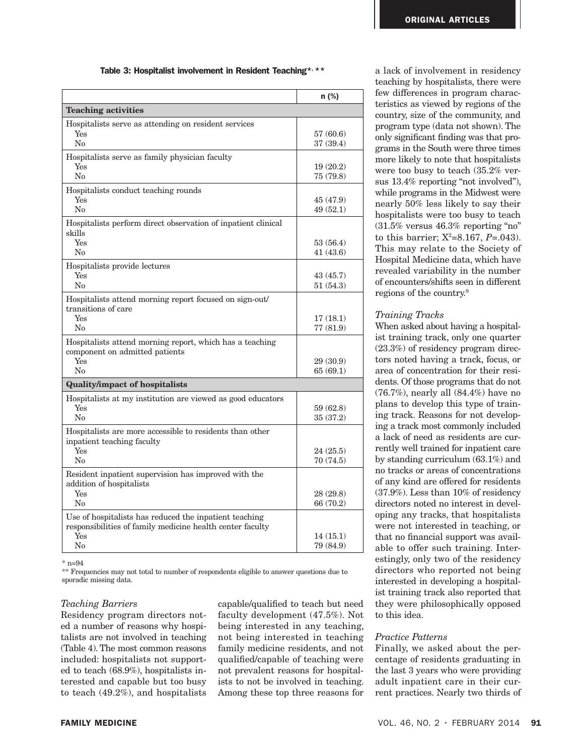**Table 3: Hospitalist involvement in Resident Teaching*, ****

| | n (%) |
|---|---|
| **Teaching activities** | |
| Hospitalists serve as attending on resident services | |
| Yes | 57 (60.6) |
| No | 37 (39.4) |
| Hospitalists serve as family physician faculty | |
| Yes | 19 (20.2) |
| No | 75 (79.8) |
| Hospitalists conduct teaching rounds | |
| Yes | 45 (47.9) |
| No | 49 (52.1) |
| Hospitalists perform direct observation of inpatient clinical skills | |
| Yes | 53 (56.4) |
| No | 41 (43.6) |
| Hospitalists provide lectures | |
| Yes | 43 (45.7) |
| No | 51 (54.3) |
| Hospitalists attend morning report focused on sign-out/transitions of care | |
| Yes | 17 (18.1) |
| No | 77 (81.9) |
| Hospitalists attend morning report, which has a teaching component on admitted patients | |
| Yes | 29 (30.9) |
| No | 65 (69.1) |
| **Quality/impact of hospitalists** | |
| Hospitalists at my institution are viewed as good educators | |
| Yes | 59 (62.8) |
| No | 35 (37.2) |
| Hospitalists are more accessible to residents than other inpatient teaching faculty | |
| Yes | 24 (25.5) |
| No | 70 (74.5) |
| Resident inpatient supervision has improved with the addition of hospitalists | |
| Yes | 28 (29.8) |
| No | 66 (70.2) |
| Use of hospitalists has reduced the inpatient teaching responsibilities of family medicine health center faculty | |
| Yes | 14 (15.1) |
| No | 79 (84.9) |

* n=94

** Frequencies may not total to number of respondents eligible to answer questions due to sporadic missing data.

*Teaching Barriers*

Residency program directors noted a number of reasons why hospitalists are not involved in teaching (Table 4). The most common reasons included: hospitalists not supported to teach (68.9%), hospitalists interested and capable but too busy to teach (49.2%), and hospitalists capable/qualified to teach but need faculty development (47.5%). Not being interested in any teaching, not being interested in teaching family medicine residents, and not qualified/capable of teaching were not prevalent reasons for hospitalists to not be involved in teaching. Among these top three reasons for a lack of involvement in residency teaching by hospitalists, there were few differences in program characteristics as viewed by regions of the country, size of the community, and program type (data not shown). The only significant finding was that programs in the South were three times more likely to note that hospitalists were too busy to teach (35.2% versus 13.4% reporting "not involved"), while programs in the Midwest were nearly 50% less likely to say their hospitalists were too busy to teach (31.5% versus 46.3% reporting "no" to this barrier; $X^2$=8.167, $P$=.043). This may relate to the Society of Hospital Medicine data, which have revealed variability in the number of encounters/shifts seen in different regions of the country.[9]

*Training Tracks*

When asked about having a hospitalist training track, only one quarter (23.3%) of residency program directors noted having a track, focus, or area of concentration for their residents. Of those programs that do not (76.7%), nearly all (84.4%) have no plans to develop this type of training track. Reasons for not developing a track most commonly included a lack of need as residents are currently well trained for inpatient care by standing curriculum (63.1%) and no tracks or areas of concentrations of any kind are offered for residents (37.9%). Less than 10% of residency directors noted no interest in developing any tracks, that hospitalists were not interested in teaching, or that no financial support was available to offer such training. Interestingly, only two of the residency directors who reported not being interested in developing a hospitalist training track also reported that they were philosophically opposed to this idea.

*Practice Patterns*

Finally, we asked about the percentage of residents graduating in the last 3 years who were providing adult inpatient care in their current practices. Nearly two thirds of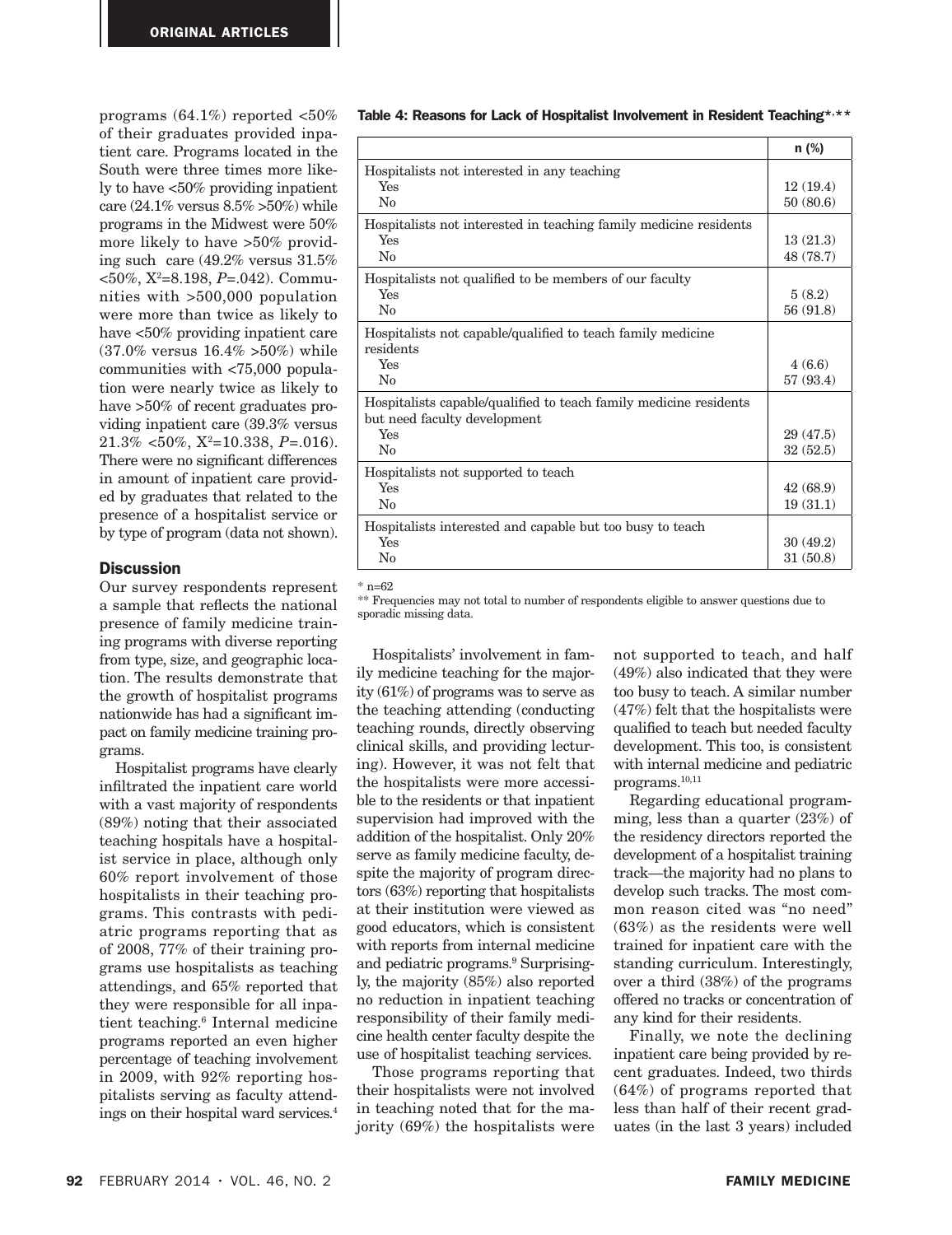programs (64.1%) reported <50% of their graduates provided inpatient care. Programs located in the South were three times more likely to have <50% providing inpatient care (24.1% versus 8.5% >50%) while programs in the Midwest were 50% more likely to have >50% providing such care (49.2% versus 31.5% <50%, $X^2$=8.198, *P*=.042). Communities with >500,000 population were more than twice as likely to have <50% providing inpatient care (37.0% versus 16.4% >50%) while communities with <75,000 population were nearly twice as likely to have >50% of recent graduates providing inpatient care (39.3% versus 21.3% <50%, $X^2$=10.338, *P*=.016). There were no significant differences in amount of inpatient care provided by graduates that related to the presence of a hospitalist service or by type of program (data not shown).

**Table 4: Reasons for Lack of Hospitalist Involvement in Resident Teaching*,****

| | n (%) |
|---|---|
| Hospitalists not interested in any teaching | |
| Yes | 12 (19.4) |
| No | 50 (80.6) |
| Hospitalists not interested in teaching family medicine residents | |
| Yes | 13 (21.3) |
| No | 48 (78.7) |
| Hospitalists not qualified to be members of our faculty | |
| Yes | 5 (8.2) |
| No | 56 (91.8) |
| Hospitalists not capable/qualified to teach family medicine residents | |
| Yes | 4 (6.6) |
| No | 57 (93.4) |
| Hospitalists capable/qualified to teach family medicine residents but need faculty development | |
| Yes | 29 (47.5) |
| No | 32 (52.5) |
| Hospitalists not supported to teach | |
| Yes | 42 (68.9) |
| No | 19 (31.1) |
| Hospitalists interested and capable but too busy to teach | |
| Yes | 30 (49.2) |
| No | 31 (50.8) |

\* n=62

\*\* Frequencies may not total to number of respondents eligible to answer questions due to sporadic missing data.

## Discussion

Our survey respondents represent a sample that reflects the national presence of family medicine training programs with diverse reporting from type, size, and geographic location. The results demonstrate that the growth of hospitalist programs nationwide has had a significant impact on family medicine training programs.

Hospitalist programs have clearly infiltrated the inpatient care world with a vast majority of respondents (89%) noting that their associated teaching hospitals have a hospitalist service in place, although only 60% report involvement of those hospitalists in their teaching programs. This contrasts with pediatric programs reporting that as of 2008, 77% of their training programs use hospitalists as teaching attendings, and 65% reported that they were responsible for all inpatient teaching.[6] Internal medicine programs reported an even higher percentage of teaching involvement in 2009, with 92% reporting hospitalists serving as faculty attendings on their hospital ward services.[4]

Hospitalists' involvement in family medicine teaching for the majority (61%) of programs was to serve as the teaching attending (conducting teaching rounds, directly observing clinical skills, and providing lecturing). However, it was not felt that the hospitalists were more accessible to the residents or that inpatient supervision had improved with the addition of the hospitalist. Only 20% serve as family medicine faculty, despite the majority of program directors (63%) reporting that hospitalists at their institution were viewed as good educators, which is consistent with reports from internal medicine and pediatric programs.[9] Surprisingly, the majority (85%) also reported no reduction in inpatient teaching responsibility of their family medicine health center faculty despite the use of hospitalist teaching services.

Those programs reporting that their hospitalists were not involved in teaching noted that for the majority (69%) the hospitalists were not supported to teach, and half (49%) also indicated that they were too busy to teach. A similar number (47%) felt that the hospitalists were qualified to teach but needed faculty development. This too, is consistent with internal medicine and pediatric programs.[10,11]

Regarding educational programming, less than a quarter (23%) of the residency directors reported the development of a hospitalist training track—the majority had no plans to develop such tracks. The most common reason cited was "no need" (63%) as the residents were well trained for inpatient care with the standing curriculum. Interestingly, over a third (38%) of the programs offered no tracks or concentration of any kind for their residents.

Finally, we note the declining inpatient care being provided by recent graduates. Indeed, two thirds (64%) of programs reported that less than half of their recent graduates (in the last 3 years) included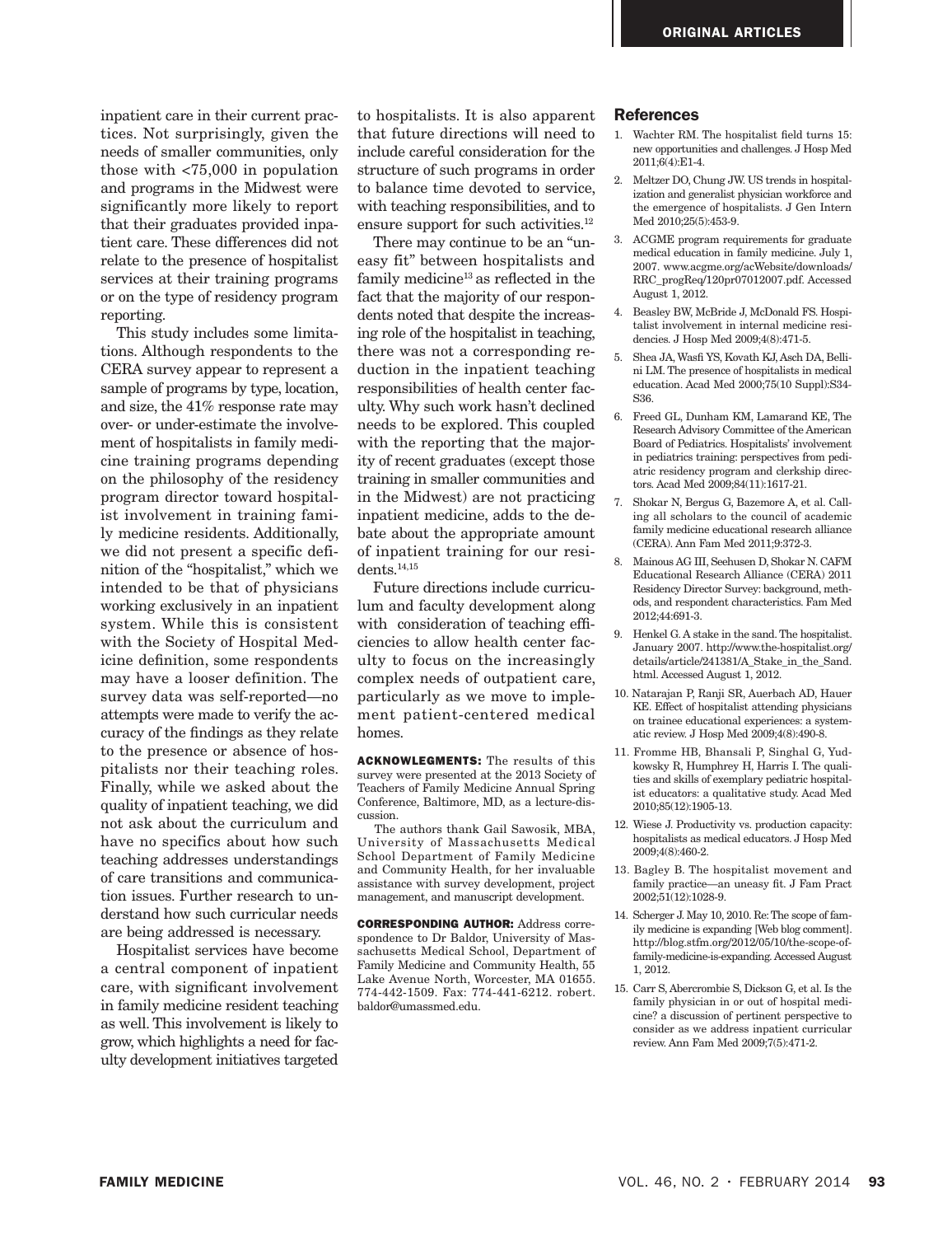inpatient care in their current practices. Not surprisingly, given the needs of smaller communities, only those with <75,000 in population and programs in the Midwest were significantly more likely to report that their graduates provided inpatient care. These differences did not relate to the presence of hospitalist services at their training programs or on the type of residency program reporting.

This study includes some limitations. Although respondents to the CERA survey appear to represent a sample of programs by type, location, and size, the 41% response rate may over- or under-estimate the involvement of hospitalists in family medicine training programs depending on the philosophy of the residency program director toward hospitalist involvement in training family medicine residents. Additionally, we did not present a specific definition of the "hospitalist," which we intended to be that of physicians working exclusively in an inpatient system. While this is consistent with the Society of Hospital Medicine definition, some respondents may have a looser definition. The survey data was self-reported—no attempts were made to verify the accuracy of the findings as they relate to the presence or absence of hospitalists nor their teaching roles. Finally, while we asked about the quality of inpatient teaching, we did not ask about the curriculum and have no specifics about how such teaching addresses understandings of care transitions and communication issues. Further research to understand how such curricular needs are being addressed is necessary.

Hospitalist services have become a central component of inpatient care, with significant involvement in family medicine resident teaching as well. This involvement is likely to grow, which highlights a need for faculty development initiatives targeted to hospitalists. It is also apparent that future directions will need to include careful consideration for the structure of such programs in order to balance time devoted to service, with teaching responsibilities, and to ensure support for such activities.[12]

There may continue to be an "uneasy fit" between hospitalists and family medicine[13] as reflected in the fact that the majority of our respondents noted that despite the increasing role of the hospitalist in teaching, there was not a corresponding reduction in the inpatient teaching responsibilities of health center faculty. Why such work hasn't declined needs to be explored. This coupled with the reporting that the majority of recent graduates (except those training in smaller communities and in the Midwest) are not practicing inpatient medicine, adds to the debate about the appropriate amount of inpatient training for our residents.[14,15]

Future directions include curriculum and faculty development along with consideration of teaching efficiencies to allow health center faculty to focus on the increasingly complex needs of outpatient care, particularly as we move to implement patient-centered medical homes.

**ACKNOWLEGMENTS:** The results of this survey were presented at the 2013 Society of Teachers of Family Medicine Annual Spring Conference, Baltimore, MD, as a lecture-discussion.

The authors thank Gail Sawosik, MBA, University of Massachusetts Medical School Department of Family Medicine and Community Health, for her invaluable assistance with survey development, project management, and manuscript development.

**CORRESPONDING AUTHOR:** Address correspondence to Dr Baldor, University of Massachusetts Medical School, Department of Family Medicine and Community Health, 55 Lake Avenue North, Worcester, MA 01655. 774-442-1509. Fax: 774-441-6212. robert.baldor@umassmed.edu.

## References

1. Wachter RM. The hospitalist field turns 15: new opportunities and challenges. J Hosp Med 2011;6(4):E1-4.
2. Meltzer DO, Chung JW. US trends in hospitalization and generalist physician workforce and the emergence of hospitalists. J Gen Intern Med 2010;25(5):453-9.
3. ACGME program requirements for graduate medical education in family medicine. July 1, 2007. www.acgme.org/acWebsite/downloads/RRC_progReq/120pr07012007.pdf. Accessed August 1, 2012.
4. Beasley BW, McBride J, McDonald FS. Hospitalist involvement in internal medicine residencies. J Hosp Med 2009;4(8):471-5.
5. Shea JA, Wasfi YS, Kovath KJ, Asch DA, Bellini LM. The presence of hospitalists in medical education. Acad Med 2000;75(10 Suppl):S34-S36.
6. Freed GL, Dunham KM, Lamarand KE, The Research Advisory Committee of the American Board of Pediatrics. Hospitalists' involvement in pediatrics training: perspectives from pediatric residency program and clerkship directors. Acad Med 2009;84(11):1617-21.
7. Shokar N, Bergus G, Bazemore A, et al. Calling all scholars to the council of academic family medicine educational research alliance (CERA). Ann Fam Med 2011;9:372-3.
8. Mainous AG III, Seehusen D, Shokar N. CAFM Educational Research Alliance (CERA) 2011 Residency Director Survey: background, methods, and respondent characteristics. Fam Med 2012;44:691-3.
9. Henkel G. A stake in the sand. The hospitalist. January 2007. http://www.the-hospitalist.org/details/article/241381/A_Stake_in_the_Sand.html. Accessed August 1, 2012.
10. Natarajan P, Ranji SR, Auerbach AD, Hauer KE. Effect of hospitalist attending physicians on trainee educational experiences: a systematic review. J Hosp Med 2009;4(8):490-8.
11. Fromme HB, Bhansali P, Singhal G, Yudkowsky R, Humphrey H, Harris I. The qualities and skills of exemplary pediatric hospitalist educators: a qualitative study. Acad Med 2010;85(12):1905-13.
12. Wiese J. Productivity vs. production capacity: hospitalists as medical educators. J Hosp Med 2009;4(8):460-2.
13. Bagley B. The hospitalist movement and family practice—an uneasy fit. J Fam Pract 2002;51(12):1028-9.
14. Scherger J. May 10, 2010. Re: The scope of family medicine is expanding [Web blog comment]. http://blog.stfm.org/2012/05/10/the-scope-of-family-medicine-is-expanding. Accessed August 1, 2012.
15. Carr S, Abercrombie S, Dickson G, et al. Is the family physician in or out of hospital medicine? a discussion of pertinent perspective to consider as we address inpatient curricular review. Ann Fam Med 2009;7(5):471-2.